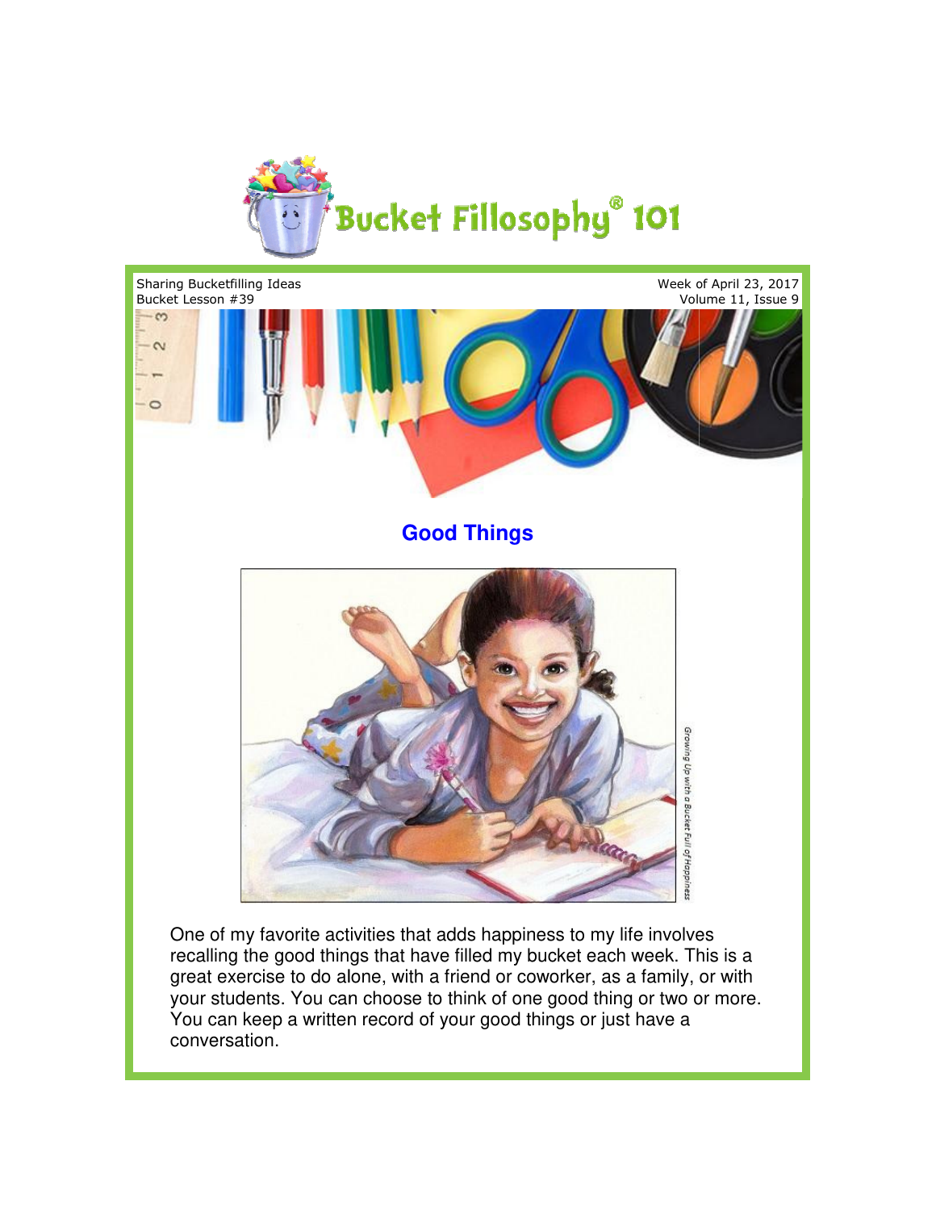# Bucket Fillosophy® 101

Sharing Bucketfilling Ideas
Bucket Lesson #39

Week of April 23, 2017
Volume 11, Issue 9

## Good Things

Growing Up with a Bucket Full of Happiness

One of my favorite activities that adds happiness to my life involves recalling the good things that have filled my bucket each week. This is a great exercise to do alone, with a friend or coworker, as a family, or with your students. You can choose to think of one good thing or two or more. You can keep a written record of your good things or just have a conversation.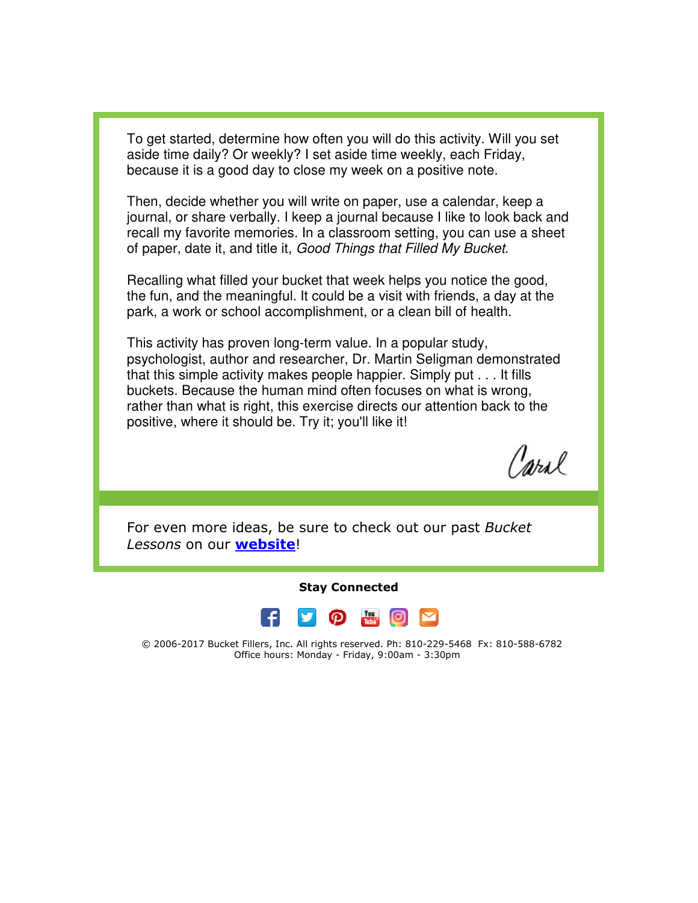To get started, determine how often you will do this activity. Will you set aside time daily? Or weekly? I set aside time weekly, each Friday, because it is a good day to close my week on a positive note.

Then, decide whether you will write on paper, use a calendar, keep a journal, or share verbally. I keep a journal because I like to look back and recall my favorite memories. In a classroom setting, you can use a sheet of paper, date it, and title it, *Good Things that Filled My Bucket*.

Recalling what filled your bucket that week helps you notice the good, the fun, and the meaningful. It could be a visit with friends, a day at the park, a work or school accomplishment, or a clean bill of health.

This activity has proven long-term value. In a popular study, psychologist, author and researcher, Dr. Martin Seligman demonstrated that this simple activity makes people happier. Simply put . . . It fills buckets. Because the human mind often focuses on what is wrong, rather than what is right, this exercise directs our attention back to the positive, where it should be. Try it; you'll like it!

Carol

For even more ideas, be sure to check out our past *Bucket Lessons* on our **website**!

**Stay Connected**

© 2006-2017 Bucket Fillers, Inc. All rights reserved. Ph: 810-229-5468 Fx: 810-588-6782
Office hours: Monday - Friday, 9:00am - 3:30pm